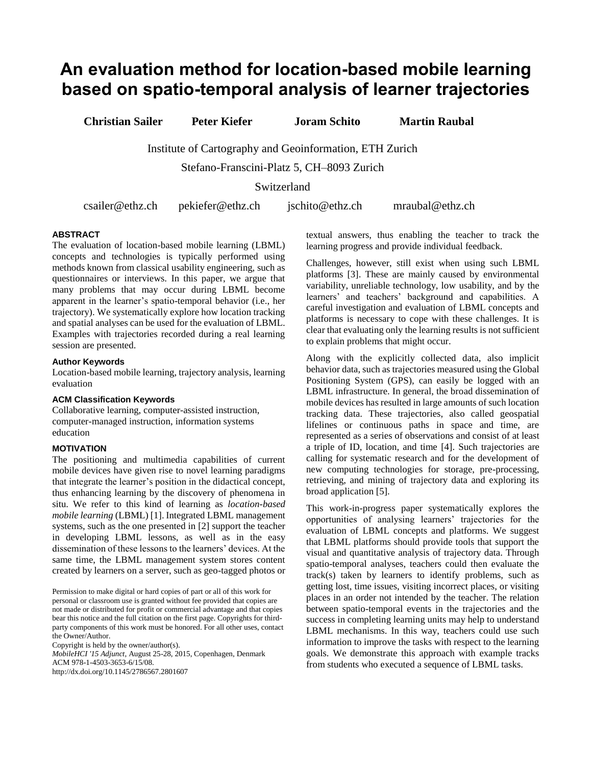# An evaluation method for location-based mobile learning based on spatio-temporal analysis of learner trajectories

**Christian Sailer** **Peter Kiefer** **Joram Schito** **Martin Raubal**

Institute of Cartography and Geoinformation, ETH Zurich

Stefano-Franscini-Platz 5, CH–8093 Zurich

Switzerland

csailer@ethz.ch pekiefer@ethz.ch jschito@ethz.ch mraubal@ethz.ch

### ABSTRACT

The evaluation of location-based mobile learning (LBML) concepts and technologies is typically performed using methods known from classical usability engineering, such as questionnaires or interviews. In this paper, we argue that many problems that may occur during LBML become apparent in the learner's spatio-temporal behavior (i.e., her trajectory). We systematically explore how location tracking and spatial analyses can be used for the evaluation of LBML. Examples with trajectories recorded during a real learning session are presented.

### Author Keywords

Location-based mobile learning, trajectory analysis, learning evaluation

### ACM Classification Keywords

Collaborative learning, computer-assisted instruction, computer-managed instruction, information systems education

### MOTIVATION

The positioning and multimedia capabilities of current mobile devices have given rise to novel learning paradigms that integrate the learner's position in the didactical concept, thus enhancing learning by the discovery of phenomena in situ. We refer to this kind of learning as *location-based mobile learning* (LBML) [1]. Integrated LBML management systems, such as the one presented in [2] support the teacher in developing LBML lessons, as well as in the easy dissemination of these lessons to the learners' devices. At the same time, the LBML management system stores content created by learners on a server, such as geo-tagged photos or textual answers, thus enabling the teacher to track the learning progress and provide individual feedback.

Challenges, however, still exist when using such LBML platforms [3]. These are mainly caused by environmental variability, unreliable technology, low usability, and by the learners' and teachers' background and capabilities. A careful investigation and evaluation of LBML concepts and platforms is necessary to cope with these challenges. It is clear that evaluating only the learning results is not sufficient to explain problems that might occur.

Along with the explicitly collected data, also implicit behavior data, such as trajectories measured using the Global Positioning System (GPS), can easily be logged with an LBML infrastructure. In general, the broad dissemination of mobile devices has resulted in large amounts of such location tracking data. These trajectories, also called geospatial lifelines or continuous paths in space and time, are represented as a series of observations and consist of at least a triple of ID, location, and time [4]. Such trajectories are calling for systematic research and for the development of new computing technologies for storage, pre-processing, retrieving, and mining of trajectory data and exploring its broad application [5].

This work-in-progress paper systematically explores the opportunities of analysing learners' trajectories for the evaluation of LBML concepts and platforms. We suggest that LBML platforms should provide tools that support the visual and quantitative analysis of trajectory data. Through spatio-temporal analyses, teachers could then evaluate the track(s) taken by learners to identify problems, such as getting lost, time issues, visiting incorrect places, or visiting places in an order not intended by the teacher. The relation between spatio-temporal events in the trajectories and the success in completing learning units may help to understand LBML mechanisms. In this way, teachers could use such information to improve the tasks with respect to the learning goals. We demonstrate this approach with example tracks from students who executed a sequence of LBML tasks.

Permission to make digital or hard copies of part or all of this work for personal or classroom use is granted without fee provided that copies are not made or distributed for profit or commercial advantage and that copies bear this notice and the full citation on the first page. Copyrights for third-party components of this work must be honored. For all other uses, contact the Owner/Author.

Copyright is held by the owner/author(s).

*MobileHCI '15 Adjunct*, August 25-28, 2015, Copenhagen, Denmark
ACM 978-1-4503-3653-6/15/08.
http://dx.doi.org/10.1145/2786567.2801607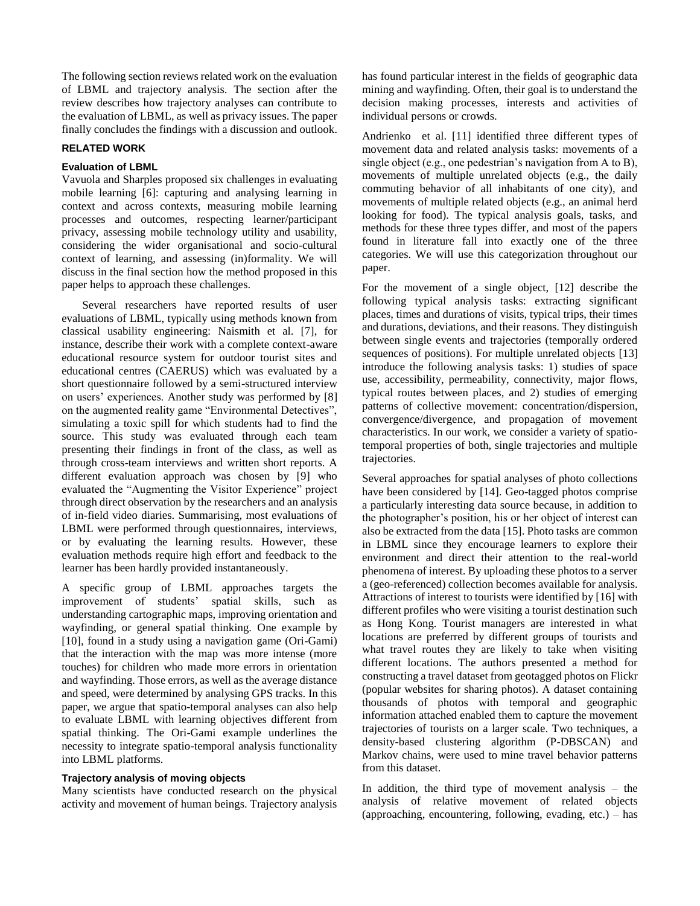The following section reviews related work on the evaluation of LBML and trajectory analysis. The section after the review describes how trajectory analyses can contribute to the evaluation of LBML, as well as privacy issues. The paper finally concludes the findings with a discussion and outlook.

## RELATED WORK

### Evaluation of LBML

Vavuola and Sharples proposed six challenges in evaluating mobile learning [6]: capturing and analysing learning in context and across contexts, measuring mobile learning processes and outcomes, respecting learner/participant privacy, assessing mobile technology utility and usability, considering the wider organisational and socio-cultural context of learning, and assessing (in)formality. We will discuss in the final section how the method proposed in this paper helps to approach these challenges.

Several researchers have reported results of user evaluations of LBML, typically using methods known from classical usability engineering: Naismith et al. [7], for instance, describe their work with a complete context-aware educational resource system for outdoor tourist sites and educational centres (CAERUS) which was evaluated by a short questionnaire followed by a semi-structured interview on users' experiences. Another study was performed by [8] on the augmented reality game "Environmental Detectives", simulating a toxic spill for which students had to find the source. This study was evaluated through each team presenting their findings in front of the class, as well as through cross-team interviews and written short reports. A different evaluation approach was chosen by [9] who evaluated the "Augmenting the Visitor Experience" project through direct observation by the researchers and an analysis of in-field video diaries. Summarising, most evaluations of LBML were performed through questionnaires, interviews, or by evaluating the learning results. However, these evaluation methods require high effort and feedback to the learner has been hardly provided instantaneously.

A specific group of LBML approaches targets the improvement of students' spatial skills, such as understanding cartographic maps, improving orientation and wayfinding, or general spatial thinking. One example by [10], found in a study using a navigation game (Ori-Gami) that the interaction with the map was more intense (more touches) for children who made more errors in orientation and wayfinding. Those errors, as well as the average distance and speed, were determined by analysing GPS tracks. In this paper, we argue that spatio-temporal analyses can also help to evaluate LBML with learning objectives different from spatial thinking. The Ori-Gami example underlines the necessity to integrate spatio-temporal analysis functionality into LBML platforms.

### Trajectory analysis of moving objects

Many scientists have conducted research on the physical activity and movement of human beings. Trajectory analysis has found particular interest in the fields of geographic data mining and wayfinding. Often, their goal is to understand the decision making processes, interests and activities of individual persons or crowds.

Andrienko et al. [11] identified three different types of movement data and related analysis tasks: movements of a single object (e.g., one pedestrian's navigation from A to B), movements of multiple unrelated objects (e.g., the daily commuting behavior of all inhabitants of one city), and movements of multiple related objects (e.g., an animal herd looking for food). The typical analysis goals, tasks, and methods for these three types differ, and most of the papers found in literature fall into exactly one of the three categories. We will use this categorization throughout our paper.

For the movement of a single object, [12] describe the following typical analysis tasks: extracting significant places, times and durations of visits, typical trips, their times and durations, deviations, and their reasons. They distinguish between single events and trajectories (temporally ordered sequences of positions). For multiple unrelated objects [13] introduce the following analysis tasks: 1) studies of space use, accessibility, permeability, connectivity, major flows, typical routes between places, and 2) studies of emerging patterns of collective movement: concentration/dispersion, convergence/divergence, and propagation of movement characteristics. In our work, we consider a variety of spatio-temporal properties of both, single trajectories and multiple trajectories.

Several approaches for spatial analyses of photo collections have been considered by [14]. Geo-tagged photos comprise a particularly interesting data source because, in addition to the photographer's position, his or her object of interest can also be extracted from the data [15]. Photo tasks are common in LBML since they encourage learners to explore their environment and direct their attention to the real-world phenomena of interest. By uploading these photos to a server a (geo-referenced) collection becomes available for analysis. Attractions of interest to tourists were identified by [16] with different profiles who were visiting a tourist destination such as Hong Kong. Tourist managers are interested in what locations are preferred by different groups of tourists and what travel routes they are likely to take when visiting different locations. The authors presented a method for constructing a travel dataset from geotagged photos on Flickr (popular websites for sharing photos). A dataset containing thousands of photos with temporal and geographic information attached enabled them to capture the movement trajectories of tourists on a larger scale. Two techniques, a density-based clustering algorithm (P-DBSCAN) and Markov chains, were used to mine travel behavior patterns from this dataset.

In addition, the third type of movement analysis – the analysis of relative movement of related objects (approaching, encountering, following, evading, etc.) – has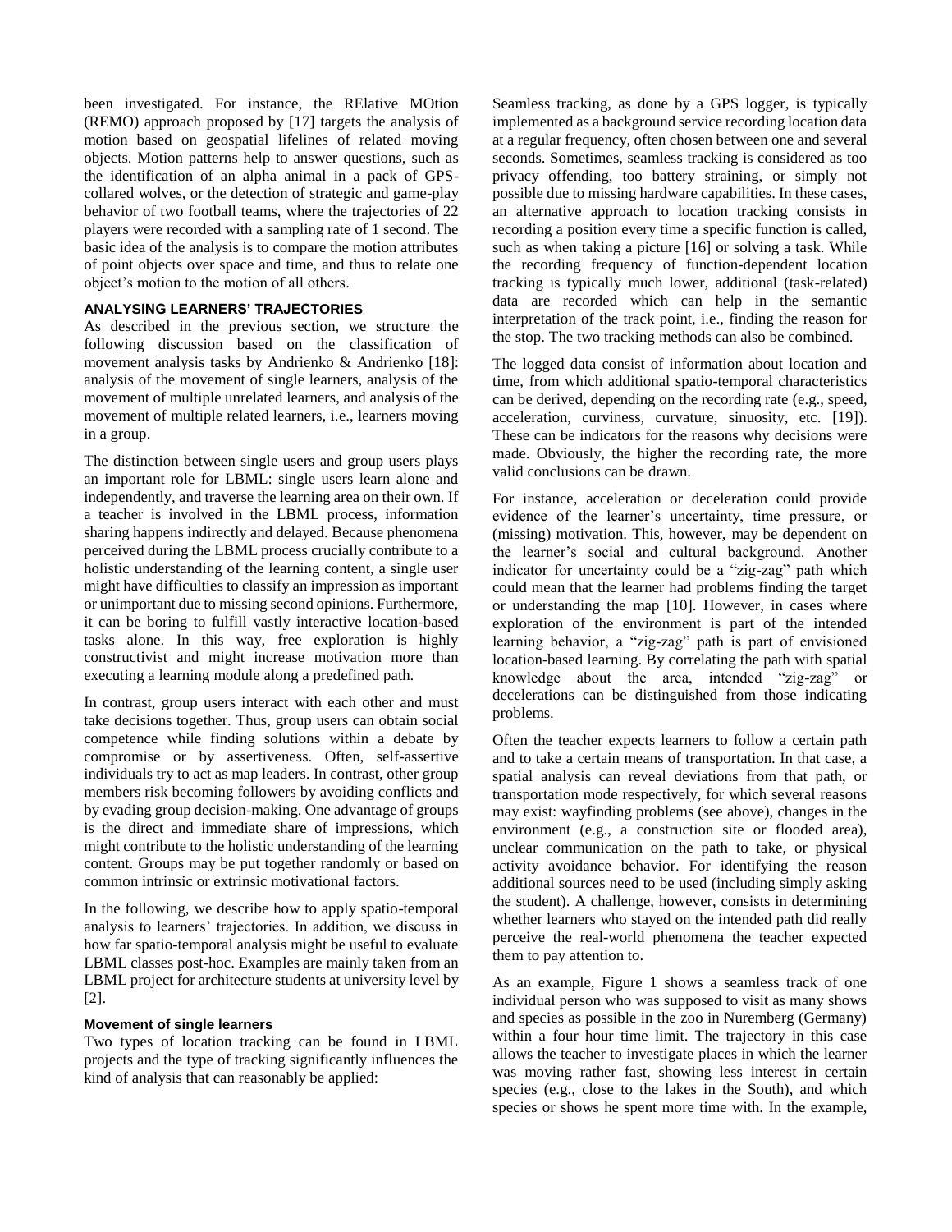been investigated. For instance, the REIative MOtion (REMO) approach proposed by [17] targets the analysis of motion based on geospatial lifelines of related moving objects. Motion patterns help to answer questions, such as the identification of an alpha animal in a pack of GPS-collared wolves, or the detection of strategic and game-play behavior of two football teams, where the trajectories of 22 players were recorded with a sampling rate of 1 second. The basic idea of the analysis is to compare the motion attributes of point objects over space and time, and thus to relate one object's motion to the motion of all others.

## ANALYSING LEARNERS' TRAJECTORIES

As described in the previous section, we structure the following discussion based on the classification of movement analysis tasks by Andrienko & Andrienko [18]: analysis of the movement of single learners, analysis of the movement of multiple unrelated learners, and analysis of the movement of multiple related learners, i.e., learners moving in a group.

The distinction between single users and group users plays an important role for LBML: single users learn alone and independently, and traverse the learning area on their own. If a teacher is involved in the LBML process, information sharing happens indirectly and delayed. Because phenomena perceived during the LBML process crucially contribute to a holistic understanding of the learning content, a single user might have difficulties to classify an impression as important or unimportant due to missing second opinions. Furthermore, it can be boring to fulfill vastly interactive location-based tasks alone. In this way, free exploration is highly constructivist and might increase motivation more than executing a learning module along a predefined path.

In contrast, group users interact with each other and must take decisions together. Thus, group users can obtain social competence while finding solutions within a debate by compromise or by assertiveness. Often, self-assertive individuals try to act as map leaders. In contrast, other group members risk becoming followers by avoiding conflicts and by evading group decision-making. One advantage of groups is the direct and immediate share of impressions, which might contribute to the holistic understanding of the learning content. Groups may be put together randomly or based on common intrinsic or extrinsic motivational factors.

In the following, we describe how to apply spatio-temporal analysis to learners' trajectories. In addition, we discuss in how far spatio-temporal analysis might be useful to evaluate LBML classes post-hoc. Examples are mainly taken from an LBML project for architecture students at university level by [2].

### Movement of single learners

Two types of location tracking can be found in LBML projects and the type of tracking significantly influences the kind of analysis that can reasonably be applied:

Seamless tracking, as done by a GPS logger, is typically implemented as a background service recording location data at a regular frequency, often chosen between one and several seconds. Sometimes, seamless tracking is considered as too privacy offending, too battery straining, or simply not possible due to missing hardware capabilities. In these cases, an alternative approach to location tracking consists in recording a position every time a specific function is called, such as when taking a picture [16] or solving a task. While the recording frequency of function-dependent location tracking is typically much lower, additional (task-related) data are recorded which can help in the semantic interpretation of the track point, i.e., finding the reason for the stop. The two tracking methods can also be combined.

The logged data consist of information about location and time, from which additional spatio-temporal characteristics can be derived, depending on the recording rate (e.g., speed, acceleration, curviness, curvature, sinuosity, etc. [19]). These can be indicators for the reasons why decisions were made. Obviously, the higher the recording rate, the more valid conclusions can be drawn.

For instance, acceleration or deceleration could provide evidence of the learner's uncertainty, time pressure, or (missing) motivation. This, however, may be dependent on the learner's social and cultural background. Another indicator for uncertainty could be a "zig-zag" path which could mean that the learner had problems finding the target or understanding the map [10]. However, in cases where exploration of the environment is part of the intended learning behavior, a "zig-zag" path is part of envisioned location-based learning. By correlating the path with spatial knowledge about the area, intended "zig-zag" or decelerations can be distinguished from those indicating problems.

Often the teacher expects learners to follow a certain path and to take a certain means of transportation. In that case, a spatial analysis can reveal deviations from that path, or transportation mode respectively, for which several reasons may exist: wayfinding problems (see above), changes in the environment (e.g., a construction site or flooded area), unclear communication on the path to take, or physical activity avoidance behavior. For identifying the reason additional sources need to be used (including simply asking the student). A challenge, however, consists in determining whether learners who stayed on the intended path did really perceive the real-world phenomena the teacher expected them to pay attention to.

As an example, Figure 1 shows a seamless track of one individual person who was supposed to visit as many shows and species as possible in the zoo in Nuremberg (Germany) within a four hour time limit. The trajectory in this case allows the teacher to investigate places in which the learner was moving rather fast, showing less interest in certain species (e.g., close to the lakes in the South), and which species or shows he spent more time with. In the example,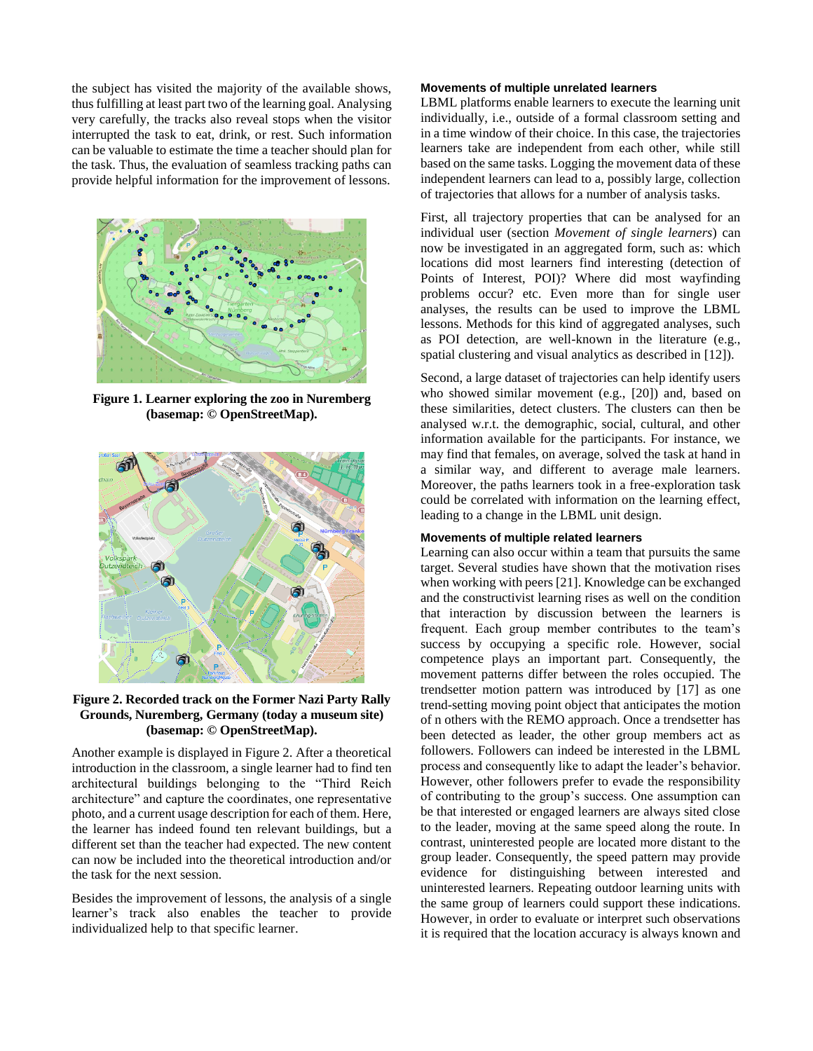the subject has visited the majority of the available shows, thus fulfilling at least part two of the learning goal. Analysing very carefully, the tracks also reveal stops when the visitor interrupted the task to eat, drink, or rest. Such information can be valuable to estimate the time a teacher should plan for the task. Thus, the evaluation of seamless tracking paths can provide helpful information for the improvement of lessons.

**Figure 1. Learner exploring the zoo in Nuremberg (basemap: © OpenStreetMap).**

**Figure 2. Recorded track on the Former Nazi Party Rally Grounds, Nuremberg, Germany (today a museum site) (basemap: © OpenStreetMap).**

Another example is displayed in Figure 2. After a theoretical introduction in the classroom, a single learner had to find ten architectural buildings belonging to the "Third Reich architecture" and capture the coordinates, one representative photo, and a current usage description for each of them. Here, the learner has indeed found ten relevant buildings, but a different set than the teacher had expected. The new content can now be included into the theoretical introduction and/or the task for the next session.

Besides the improvement of lessons, the analysis of a single learner's track also enables the teacher to provide individualized help to that specific learner.

#### Movements of multiple unrelated learners

LBML platforms enable learners to execute the learning unit individually, i.e., outside of a formal classroom setting and in a time window of their choice. In this case, the trajectories learners take are independent from each other, while still based on the same tasks. Logging the movement data of these independent learners can lead to a, possibly large, collection of trajectories that allows for a number of analysis tasks.

First, all trajectory properties that can be analysed for an individual user (section *Movement of single learners*) can now be investigated in an aggregated form, such as: which locations did most learners find interesting (detection of Points of Interest, POI)? Where did most wayfinding problems occur? etc. Even more than for single user analyses, the results can be used to improve the LBML lessons. Methods for this kind of aggregated analyses, such as POI detection, are well-known in the literature (e.g., spatial clustering and visual analytics as described in [12]).

Second, a large dataset of trajectories can help identify users who showed similar movement (e.g., [20]) and, based on these similarities, detect clusters. The clusters can then be analysed w.r.t. the demographic, social, cultural, and other information available for the participants. For instance, we may find that females, on average, solved the task at hand in a similar way, and different to average male learners. Moreover, the paths learners took in a free-exploration task could be correlated with information on the learning effect, leading to a change in the LBML unit design.

#### Movements of multiple related learners

Learning can also occur within a team that pursuits the same target. Several studies have shown that the motivation rises when working with peers [21]. Knowledge can be exchanged and the constructivist learning rises as well on the condition that interaction by discussion between the learners is frequent. Each group member contributes to the team's success by occupying a specific role. However, social competence plays an important part. Consequently, the movement patterns differ between the roles occupied. The trendsetter motion pattern was introduced by [17] as one trend-setting moving point object that anticipates the motion of n others with the REMO approach. Once a trendsetter has been detected as leader, the other group members act as followers. Followers can indeed be interested in the LBML process and consequently like to adapt the leader's behavior. However, other followers prefer to evade the responsibility of contributing to the group's success. One assumption can be that interested or engaged learners are always sited close to the leader, moving at the same speed along the route. In contrast, uninterested people are located more distant to the group leader. Consequently, the speed pattern may provide evidence for distinguishing between interested and uninterested learners. Repeating outdoor learning units with the same group of learners could support these indications. However, in order to evaluate or interpret such observations it is required that the location accuracy is always known and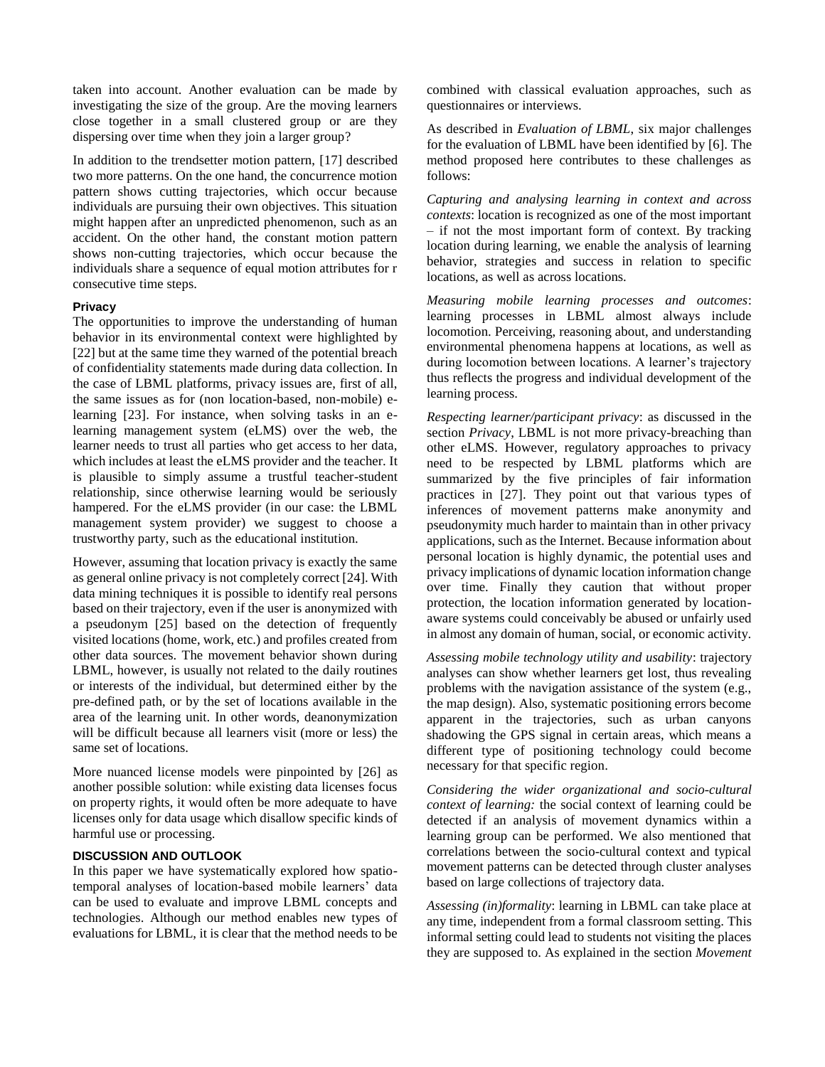taken into account. Another evaluation can be made by investigating the size of the group. Are the moving learners close together in a small clustered group or are they dispersing over time when they join a larger group?

In addition to the trendsetter motion pattern, [17] described two more patterns. On the one hand, the concurrence motion pattern shows cutting trajectories, which occur because individuals are pursuing their own objectives. This situation might happen after an unpredicted phenomenon, such as an accident. On the other hand, the constant motion pattern shows non-cutting trajectories, which occur because the individuals share a sequence of equal motion attributes for r consecutive time steps.

### Privacy

The opportunities to improve the understanding of human behavior in its environmental context were highlighted by [22] but at the same time they warned of the potential breach of confidentiality statements made during data collection. In the case of LBML platforms, privacy issues are, first of all, the same issues as for (non location-based, non-mobile) e-learning [23]. For instance, when solving tasks in an e-learning management system (eLMS) over the web, the learner needs to trust all parties who get access to her data, which includes at least the eLMS provider and the teacher. It is plausible to simply assume a trustful teacher-student relationship, since otherwise learning would be seriously hampered. For the eLMS provider (in our case: the LBML management system provider) we suggest to choose a trustworthy party, such as the educational institution.

However, assuming that location privacy is exactly the same as general online privacy is not completely correct [24]. With data mining techniques it is possible to identify real persons based on their trajectory, even if the user is anonymized with a pseudonym [25] based on the detection of frequently visited locations (home, work, etc.) and profiles created from other data sources. The movement behavior shown during LBML, however, is usually not related to the daily routines or interests of the individual, but determined either by the pre-defined path, or by the set of locations available in the area of the learning unit. In other words, deanonymization will be difficult because all learners visit (more or less) the same set of locations.

More nuanced license models were pinpointed by [26] as another possible solution: while existing data licenses focus on property rights, it would often be more adequate to have licenses only for data usage which disallow specific kinds of harmful use or processing.

## DISCUSSION AND OUTLOOK

In this paper we have systematically explored how spatio-temporal analyses of location-based mobile learners' data can be used to evaluate and improve LBML concepts and technologies. Although our method enables new types of evaluations for LBML, it is clear that the method needs to be combined with classical evaluation approaches, such as questionnaires or interviews.

As described in *Evaluation of LBML*, six major challenges for the evaluation of LBML have been identified by [6]. The method proposed here contributes to these challenges as follows:

*Capturing and analysing learning in context and across contexts*: location is recognized as one of the most important – if not the most important form of context. By tracking location during learning, we enable the analysis of learning behavior, strategies and success in relation to specific locations, as well as across locations.

*Measuring mobile learning processes and outcomes*: learning processes in LBML almost always include locomotion. Perceiving, reasoning about, and understanding environmental phenomena happens at locations, as well as during locomotion between locations. A learner's trajectory thus reflects the progress and individual development of the learning process.

*Respecting learner/participant privacy*: as discussed in the section *Privacy*, LBML is not more privacy-breaching than other eLMS. However, regulatory approaches to privacy need to be respected by LBML platforms which are summarized by the five principles of fair information practices in [27]. They point out that various types of inferences of movement patterns make anonymity and pseudonymity much harder to maintain than in other privacy applications, such as the Internet. Because information about personal location is highly dynamic, the potential uses and privacy implications of dynamic location information change over time. Finally they caution that without proper protection, the location information generated by location-aware systems could conceivably be abused or unfairly used in almost any domain of human, social, or economic activity.

*Assessing mobile technology utility and usability*: trajectory analyses can show whether learners get lost, thus revealing problems with the navigation assistance of the system (e.g., the map design). Also, systematic positioning errors become apparent in the trajectories, such as urban canyons shadowing the GPS signal in certain areas, which means a different type of positioning technology could become necessary for that specific region.

*Considering the wider organizational and socio-cultural context of learning:* the social context of learning could be detected if an analysis of movement dynamics within a learning group can be performed. We also mentioned that correlations between the socio-cultural context and typical movement patterns can be detected through cluster analyses based on large collections of trajectory data.

*Assessing (in)formality*: learning in LBML can take place at any time, independent from a formal classroom setting. This informal setting could lead to students not visiting the places they are supposed to. As explained in the section *Movement*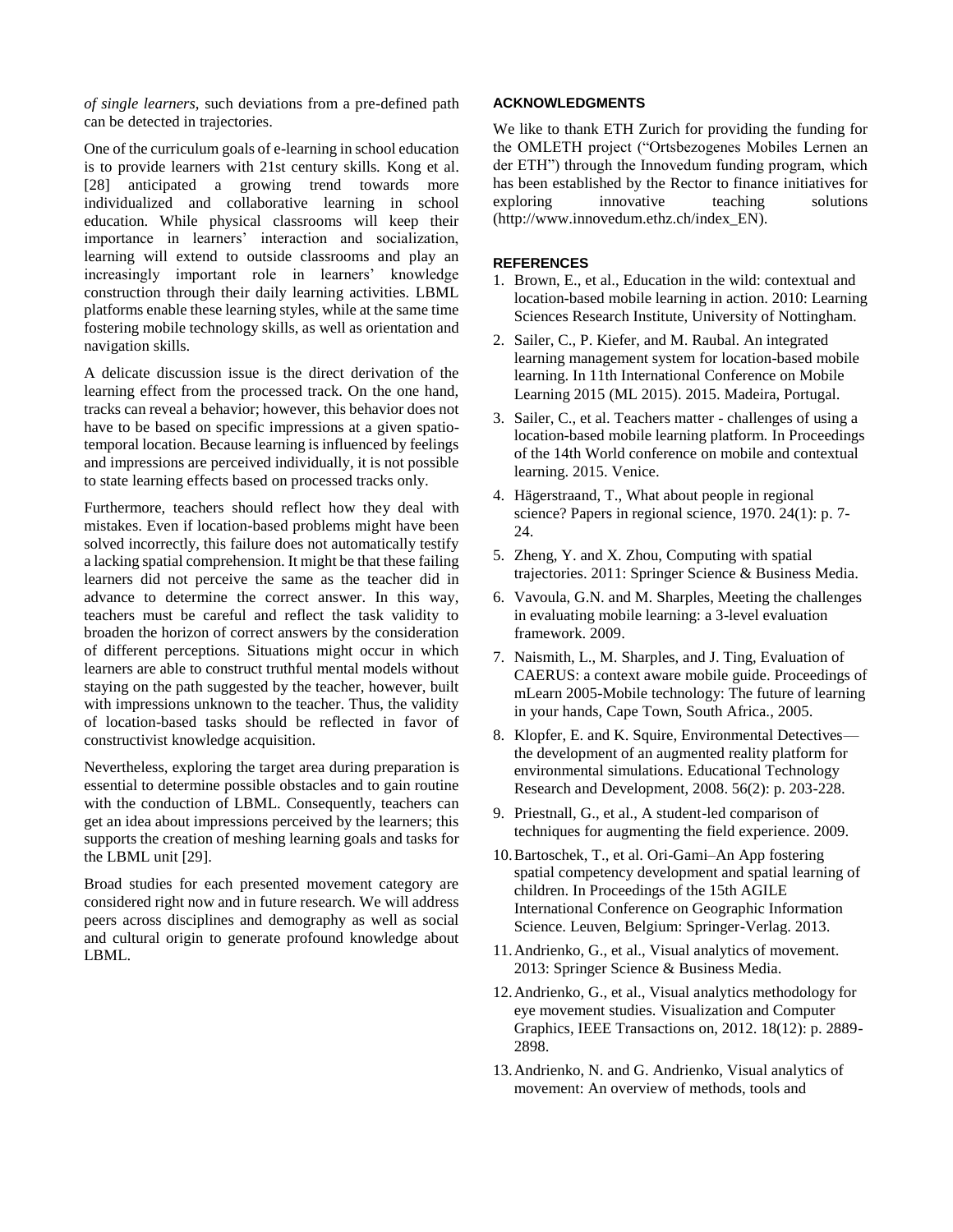*of single learners*, such deviations from a pre-defined path can be detected in trajectories.

One of the curriculum goals of e-learning in school education is to provide learners with 21st century skills. Kong et al. [28] anticipated a growing trend towards more individualized and collaborative learning in school education. While physical classrooms will keep their importance in learners' interaction and socialization, learning will extend to outside classrooms and play an increasingly important role in learners' knowledge construction through their daily learning activities. LBML platforms enable these learning styles, while at the same time fostering mobile technology skills, as well as orientation and navigation skills.

A delicate discussion issue is the direct derivation of the learning effect from the processed track. On the one hand, tracks can reveal a behavior; however, this behavior does not have to be based on specific impressions at a given spatio-temporal location. Because learning is influenced by feelings and impressions are perceived individually, it is not possible to state learning effects based on processed tracks only.

Furthermore, teachers should reflect how they deal with mistakes. Even if location-based problems might have been solved incorrectly, this failure does not automatically testify a lacking spatial comprehension. It might be that these failing learners did not perceive the same as the teacher did in advance to determine the correct answer. In this way, teachers must be careful and reflect the task validity to broaden the horizon of correct answers by the consideration of different perceptions. Situations might occur in which learners are able to construct truthful mental models without staying on the path suggested by the teacher, however, built with impressions unknown to the teacher. Thus, the validity of location-based tasks should be reflected in favor of constructivist knowledge acquisition.

Nevertheless, exploring the target area during preparation is essential to determine possible obstacles and to gain routine with the conduction of LBML. Consequently, teachers can get an idea about impressions perceived by the learners; this supports the creation of meshing learning goals and tasks for the LBML unit [29].

Broad studies for each presented movement category are considered right now and in future research. We will address peers across disciplines and demography as well as social and cultural origin to generate profound knowledge about LBML.

## ACKNOWLEDGMENTS

We like to thank ETH Zurich for providing the funding for the OMLETH project ("Ortsbezogenes Mobiles Lernen an der ETH") through the Innovedum funding program, which has been established by the Rector to finance initiatives for exploring innovative teaching solutions (http://www.innovedum.ethz.ch/index_EN).

## REFERENCES

1. Brown, E., et al., Education in the wild: contextual and location-based mobile learning in action. 2010: Learning Sciences Research Institute, University of Nottingham.
2. Sailer, C., P. Kiefer, and M. Raubal. An integrated learning management system for location-based mobile learning. In 11th International Conference on Mobile Learning 2015 (ML 2015). 2015. Madeira, Portugal.
3. Sailer, C., et al. Teachers matter - challenges of using a location-based mobile learning platform. In Proceedings of the 14th World conference on mobile and contextual learning. 2015. Venice.
4. Hägerstraand, T., What about people in regional science? Papers in regional science, 1970. 24(1): p. 7-24.
5. Zheng, Y. and X. Zhou, Computing with spatial trajectories. 2011: Springer Science & Business Media.
6. Vavoula, G.N. and M. Sharples, Meeting the challenges in evaluating mobile learning: a 3-level evaluation framework. 2009.
7. Naismith, L., M. Sharples, and J. Ting, Evaluation of CAERUS: a context aware mobile guide. Proceedings of mLearn 2005-Mobile technology: The future of learning in your hands, Cape Town, South Africa., 2005.
8. Klopfer, E. and K. Squire, Environmental Detectives—the development of an augmented reality platform for environmental simulations. Educational Technology Research and Development, 2008. 56(2): p. 203-228.
9. Priestnall, G., et al., A student-led comparison of techniques for augmenting the field experience. 2009.
10. Bartoschek, T., et al. Ori-Gami–An App fostering spatial competency development and spatial learning of children. In Proceedings of the 15th AGILE International Conference on Geographic Information Science. Leuven, Belgium: Springer-Verlag. 2013.
11. Andrienko, G., et al., Visual analytics of movement. 2013: Springer Science & Business Media.
12. Andrienko, G., et al., Visual analytics methodology for eye movement studies. Visualization and Computer Graphics, IEEE Transactions on, 2012. 18(12): p. 2889-2898.
13. Andrienko, N. and G. Andrienko, Visual analytics of movement: An overview of methods, tools and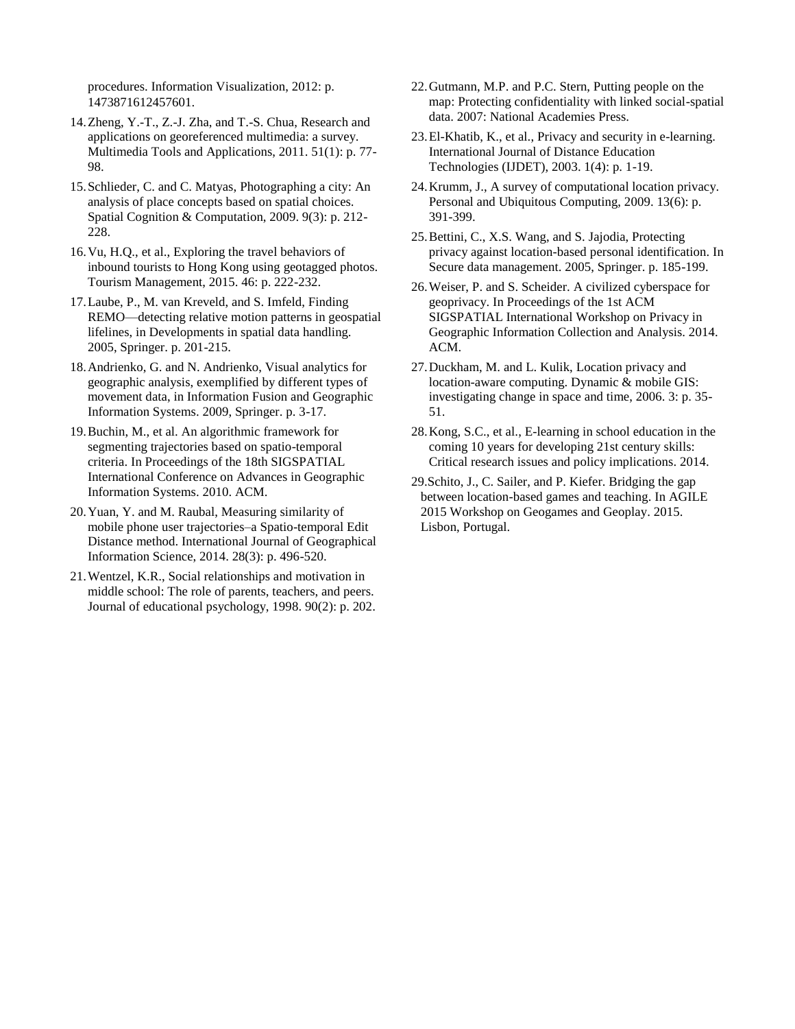procedures. Information Visualization, 2012: p. 1473871612457601.

14. Zheng, Y.-T., Z.-J. Zha, and T.-S. Chua, Research and applications on georeferenced multimedia: a survey. Multimedia Tools and Applications, 2011. 51(1): p. 77-98.
15. Schlieder, C. and C. Matyas, Photographing a city: An analysis of place concepts based on spatial choices. Spatial Cognition & Computation, 2009. 9(3): p. 212-228.
16. Vu, H.Q., et al., Exploring the travel behaviors of inbound tourists to Hong Kong using geotagged photos. Tourism Management, 2015. 46: p. 222-232.
17. Laube, P., M. van Kreveld, and S. Imfeld, Finding REMO—detecting relative motion patterns in geospatial lifelines, in Developments in spatial data handling. 2005, Springer. p. 201-215.
18. Andrienko, G. and N. Andrienko, Visual analytics for geographic analysis, exemplified by different types of movement data, in Information Fusion and Geographic Information Systems. 2009, Springer. p. 3-17.
19. Buchin, M., et al. An algorithmic framework for segmenting trajectories based on spatio-temporal criteria. In Proceedings of the 18th SIGSPATIAL International Conference on Advances in Geographic Information Systems. 2010. ACM.
20. Yuan, Y. and M. Raubal, Measuring similarity of mobile phone user trajectories–a Spatio-temporal Edit Distance method. International Journal of Geographical Information Science, 2014. 28(3): p. 496-520.
21. Wentzel, K.R., Social relationships and motivation in middle school: The role of parents, teachers, and peers. Journal of educational psychology, 1998. 90(2): p. 202.
22. Gutmann, M.P. and P.C. Stern, Putting people on the map: Protecting confidentiality with linked social-spatial data. 2007: National Academies Press.
23. El-Khatib, K., et al., Privacy and security in e-learning. International Journal of Distance Education Technologies (IJDET), 2003. 1(4): p. 1-19.
24. Krumm, J., A survey of computational location privacy. Personal and Ubiquitous Computing, 2009. 13(6): p. 391-399.
25. Bettini, C., X.S. Wang, and S. Jajodia, Protecting privacy against location-based personal identification. In Secure data management. 2005, Springer. p. 185-199.
26. Weiser, P. and S. Scheider. A civilized cyberspace for geoprivacy. In Proceedings of the 1st ACM SIGSPATIAL International Workshop on Privacy in Geographic Information Collection and Analysis. 2014. ACM.
27. Duckham, M. and L. Kulik, Location privacy and location-aware computing. Dynamic & mobile GIS: investigating change in space and time, 2006. 3: p. 35-51.
28. Kong, S.C., et al., E-learning in school education in the coming 10 years for developing 21st century skills: Critical research issues and policy implications. 2014.
29. Schito, J., C. Sailer, and P. Kiefer. Bridging the gap between location-based games and teaching. In AGILE 2015 Workshop on Geogames and Geoplay. 2015. Lisbon, Portugal.